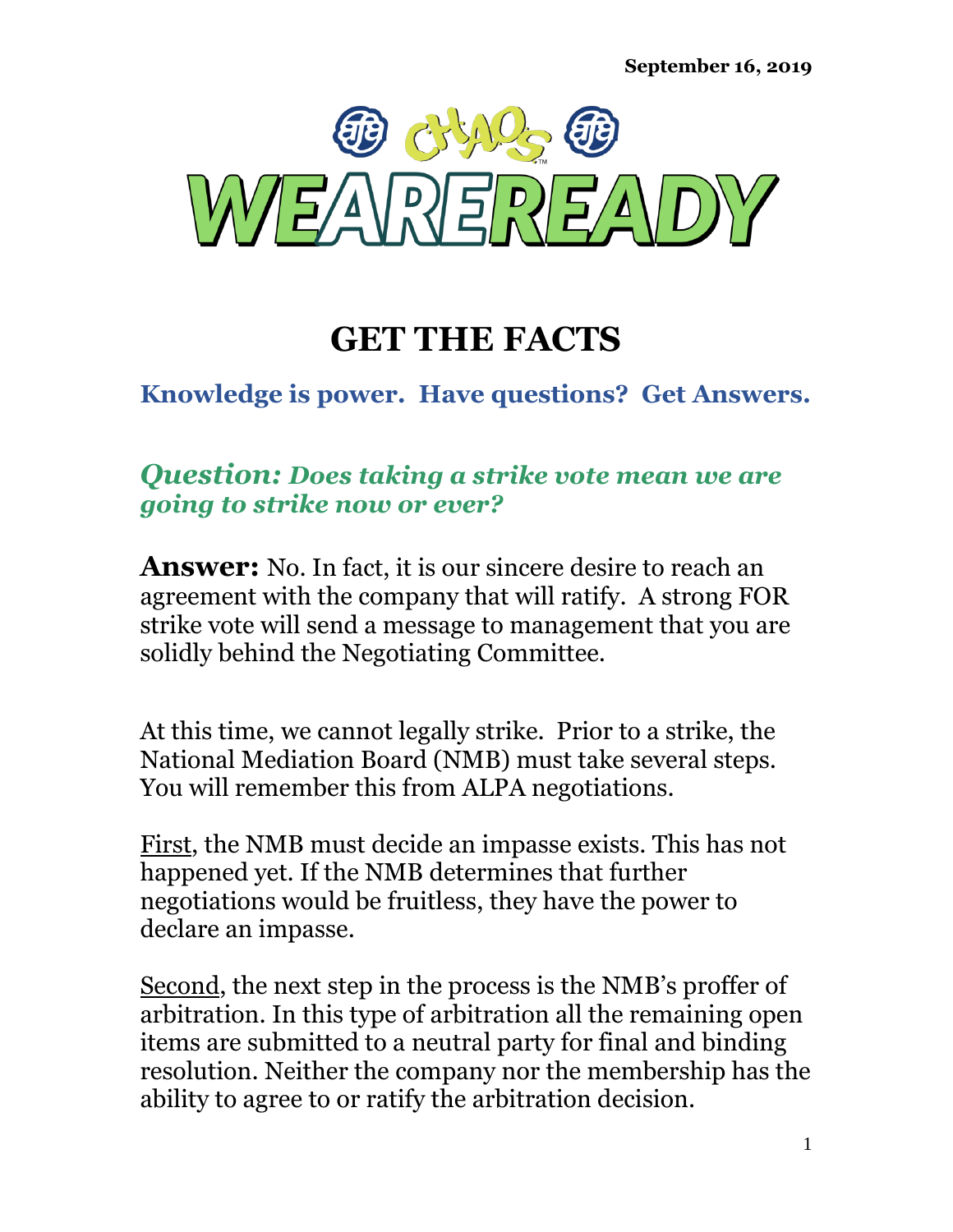**September 16, 2019**

AFA CHAOS WEAREREADY

# GET THE FACTS

### Knowledge is power. Have questions? Get Answers.

## *Question: Does taking a strike vote mean we are going to strike now or ever?*

**Answer:** No. In fact, it is our sincere desire to reach an agreement with the company that will ratify. A strong FOR strike vote will send a message to management that you are solidly behind the Negotiating Committee.

At this time, we cannot legally strike. Prior to a strike, the National Mediation Board (NMB) must take several steps. You will remember this from ALPA negotiations.

<u>First</u>, the NMB must decide an impasse exists. This has not happened yet. If the NMB determines that further negotiations would be fruitless, they have the power to declare an impasse.

<u>Second</u>, the next step in the process is the NMB's proffer of arbitration. In this type of arbitration all the remaining open items are submitted to a neutral party for final and binding resolution. Neither the company nor the membership has the ability to agree to or ratify the arbitration decision.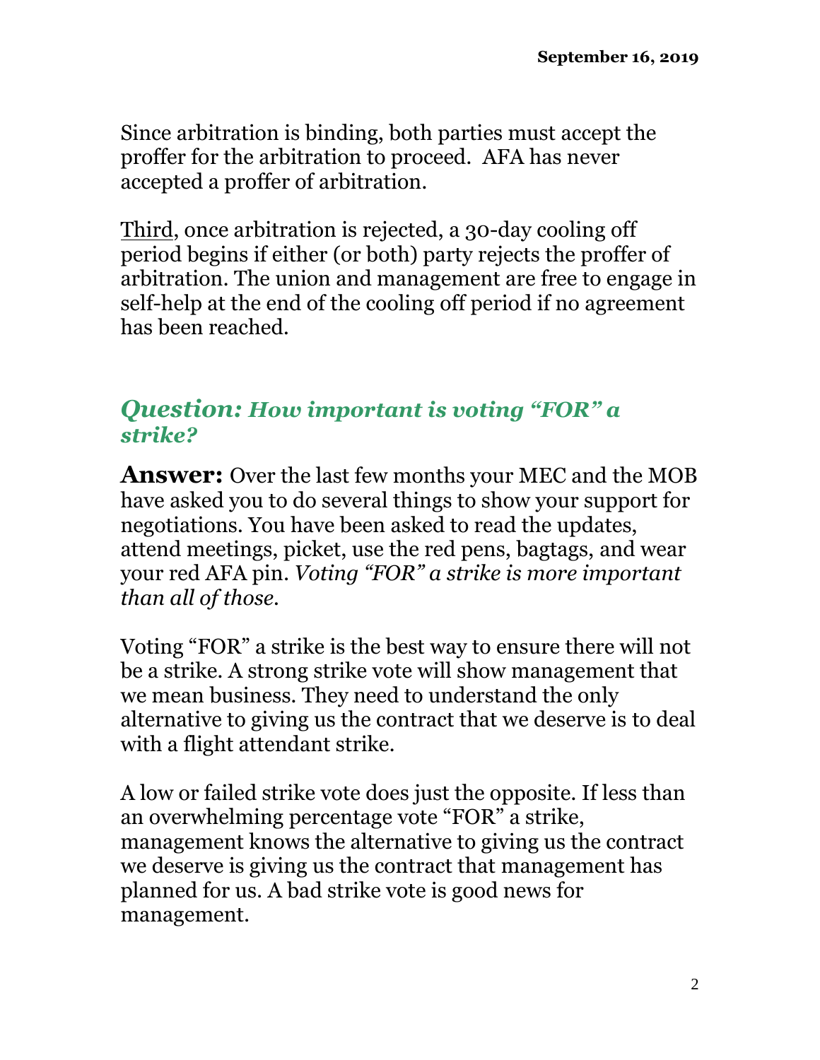Since arbitration is binding, both parties must accept the proffer for the arbitration to proceed. AFA has never accepted a proffer of arbitration.

<u>Third</u>, once arbitration is rejected, a 30-day cooling off period begins if either (or both) party rejects the proffer of arbitration. The union and management are free to engage in self-help at the end of the cooling off period if no agreement has been reached.

## *Question: How important is voting "FOR" a strike?*

**Answer:** Over the last few months your MEC and the MOB have asked you to do several things to show your support for negotiations. You have been asked to read the updates, attend meetings, picket, use the red pens, bagtags, and wear your red AFA pin. *Voting "FOR" a strike is more important than all of those.*

Voting "FOR" a strike is the best way to ensure there will not be a strike. A strong strike vote will show management that we mean business. They need to understand the only alternative to giving us the contract that we deserve is to deal with a flight attendant strike.

A low or failed strike vote does just the opposite. If less than an overwhelming percentage vote "FOR" a strike, management knows the alternative to giving us the contract we deserve is giving us the contract that management has planned for us. A bad strike vote is good news for management.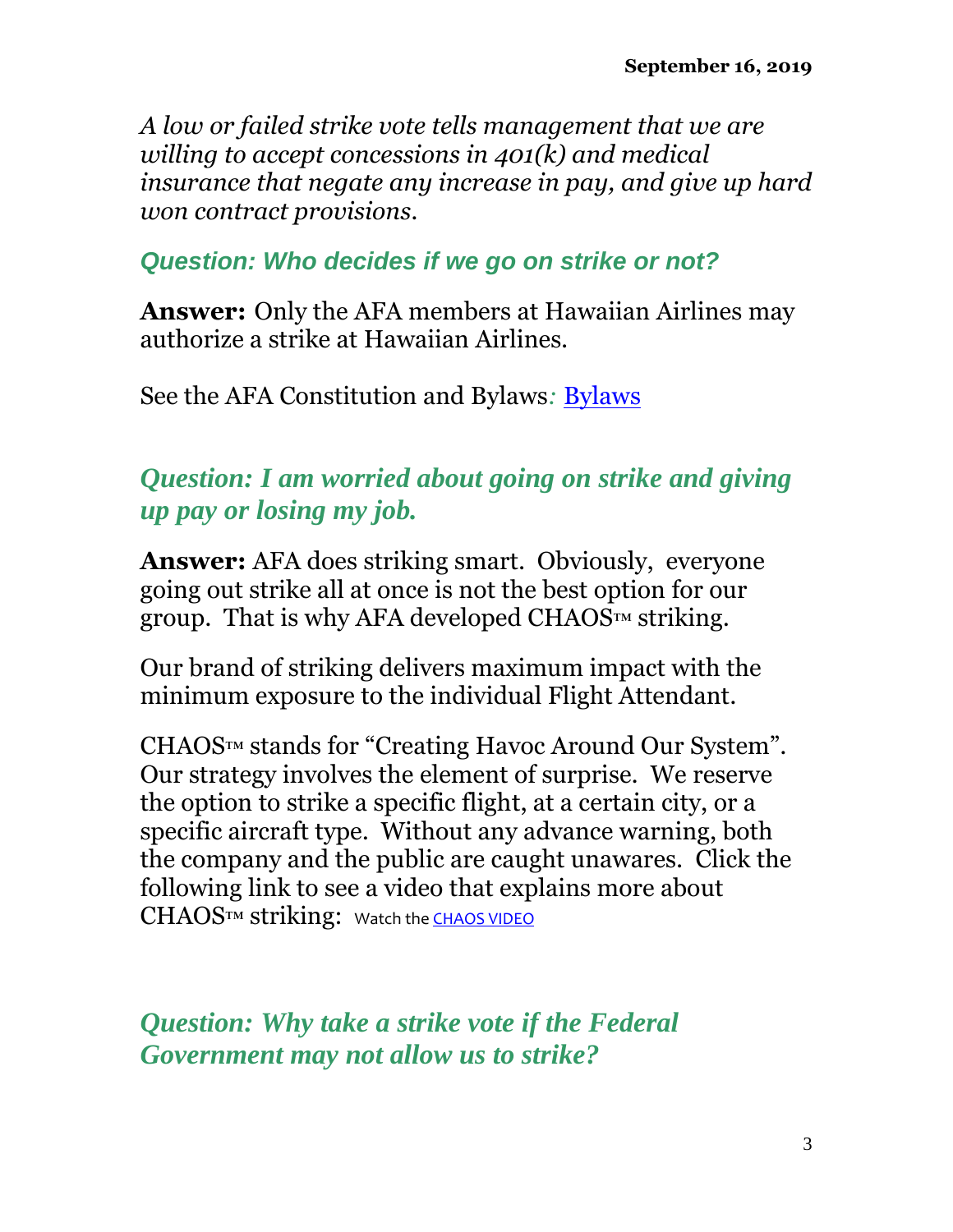*A low or failed strike vote tells management that we are willing to accept concessions in 401(k) and medical insurance that negate any increase in pay, and give up hard won contract provisions.*

### *Question: Who decides if we go on strike or not?*

**Answer:** Only the AFA members at Hawaiian Airlines may authorize a strike at Hawaiian Airlines.

See the AFA Constitution and Bylaws*:* Bylaws

### *Question: I am worried about going on strike and giving up pay or losing my job.*

**Answer:** AFA does striking smart. Obviously, everyone going out strike all at once is not the best option for our group. That is why AFA developed CHAOS™ striking.

Our brand of striking delivers maximum impact with the minimum exposure to the individual Flight Attendant.

CHAOS™ stands for "Creating Havoc Around Our System". Our strategy involves the element of surprise. We reserve the option to strike a specific flight, at a certain city, or a specific aircraft type. Without any advance warning, both the company and the public are caught unawares. Click the following link to see a video that explains more about CHAOS™ striking: Watch the CHAOS VIDEO

### *Question: Why take a strike vote if the Federal Government may not allow us to strike?*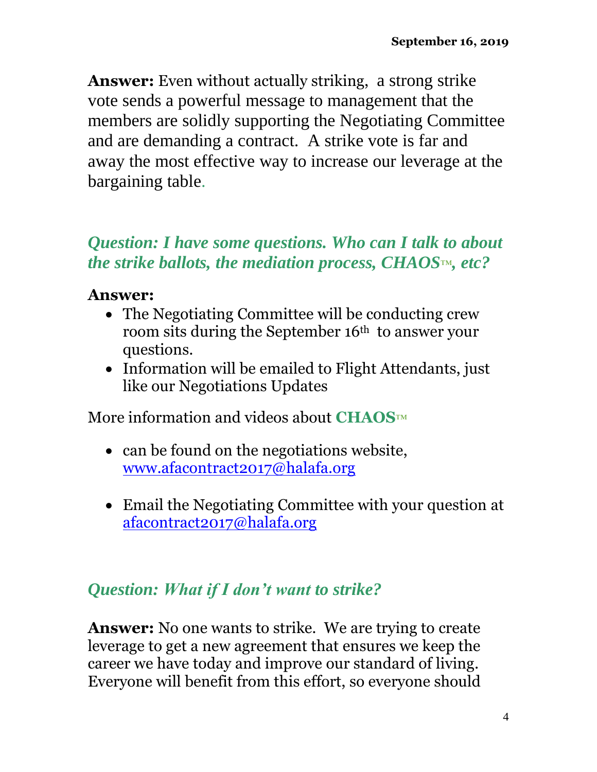**Answer:** Even without actually striking, a strong strike vote sends a powerful message to management that the members are solidly supporting the Negotiating Committee and are demanding a contract. A strike vote is far and away the most effective way to increase our leverage at the bargaining table.

### *Question: I have some questions. Who can I talk to about the strike ballots, the mediation process, CHAOS™, etc?*

**Answer:**

- The Negotiating Committee will be conducting crew room sits during the September 16th to answer your questions.
- Information will be emailed to Flight Attendants, just like our Negotiations Updates

More information and videos about **CHAOS™**

- can be found on the negotiations website, www.afacontract2017@halafa.org

- Email the Negotiating Committee with your question at afacontract2017@halafa.org

### *Question: What if I don't want to strike?*

**Answer:** No one wants to strike. We are trying to create leverage to get a new agreement that ensures we keep the career we have today and improve our standard of living. Everyone will benefit from this effort, so everyone should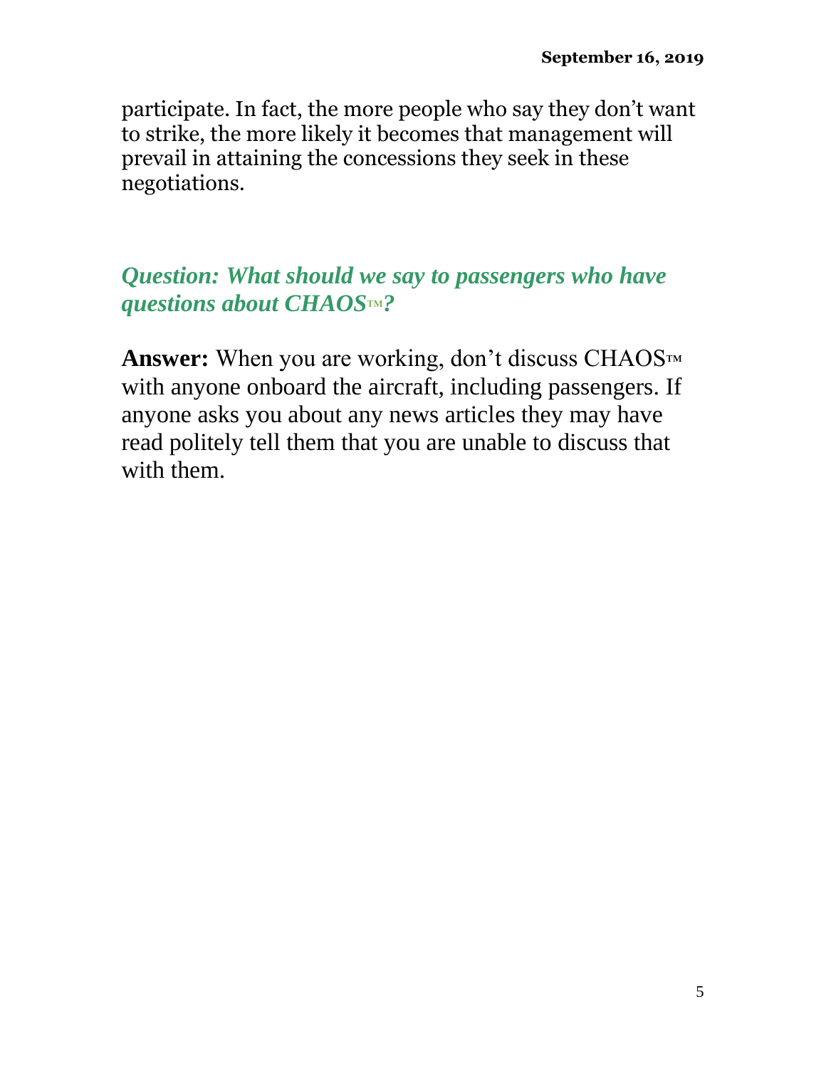participate. In fact, the more people who say they don't want to strike, the more likely it becomes that management will prevail in attaining the concessions they seek in these negotiations.

### *Question: What should we say to passengers who have questions about CHAOS™?*

**Answer:** When you are working, don't discuss CHAOS™ with anyone onboard the aircraft, including passengers. If anyone asks you about any news articles they may have read politely tell them that you are unable to discuss that with them.